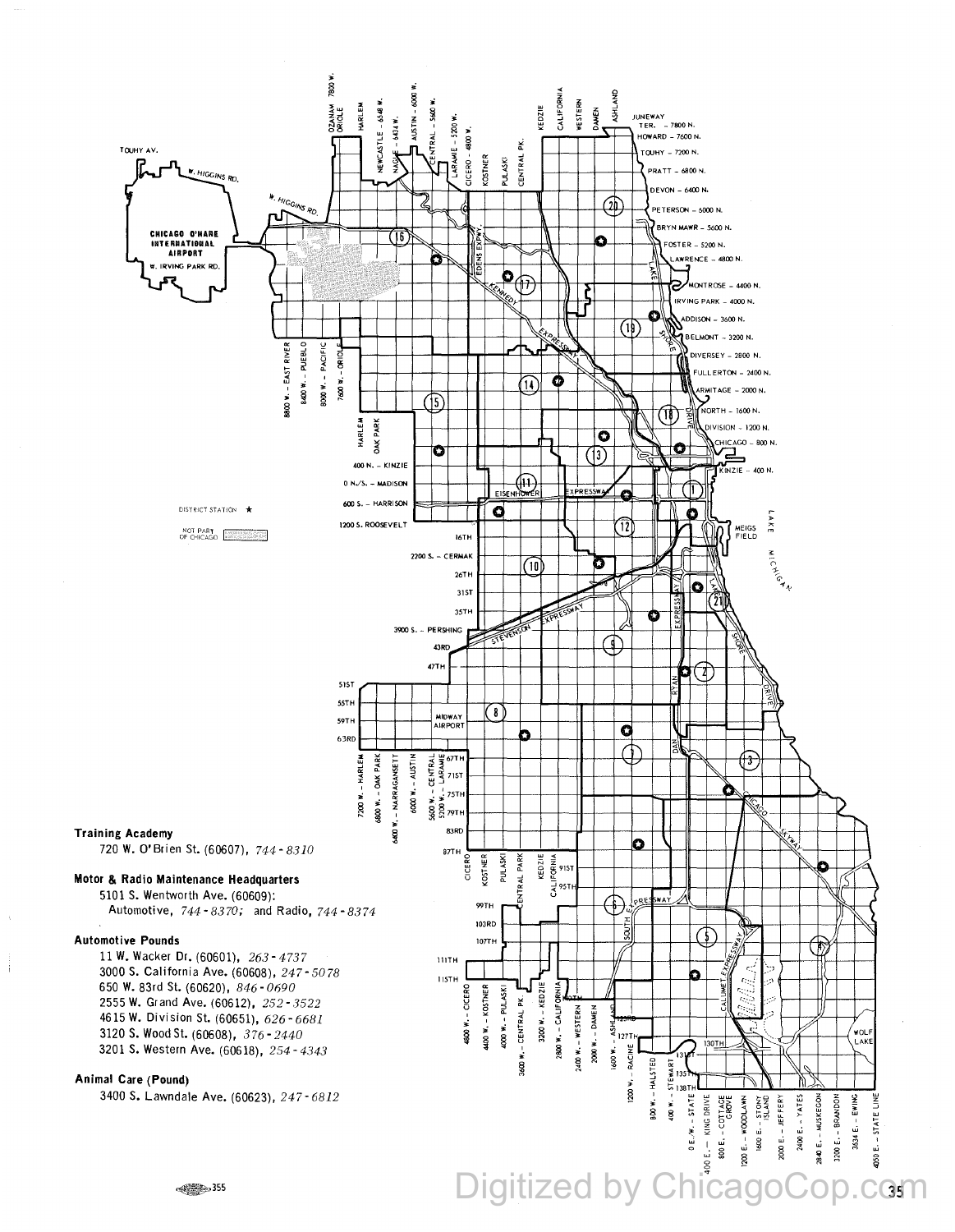**Training Academy**

720 W. O'Brien St. (60607), *744-8310*

**Motor & Radio Maintenance Headquarters**

5101 S. Wentworth Ave. (60609):
Automotive, *744-8370;* and Radio, *744-8374*

**Automotive Pounds**

11 W. Wacker Dr. (60601), *263-4737*
3000 S. California Ave. (60608), *247-5078*
650 W. 83rd St. (60620), *846-0690*
2555 W. Grand Ave. (60612), *252-3522*
4615 W. Division St. (60651), *626-6681*
3120 S. Wood St. (60608), *376-2440*
3201 S. Western Ave. (60618), *254-4343*

**Animal Care (Pound)**

3400 S. Lawndale Ave. (60623), *247-6812*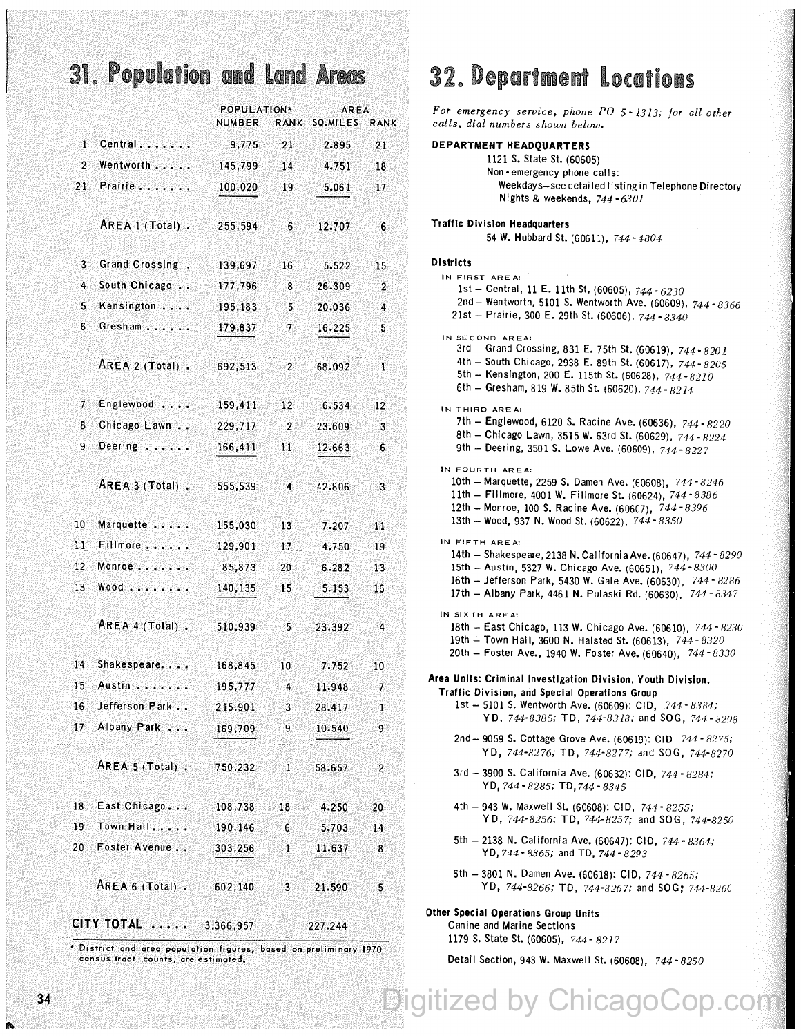# 31. Population and Land Areas

| | | POPULATION* | | AREA | |
|---|---|---|---|---|---|
| | | NUMBER | RANK | SQ.MILES | RANK |
| 1 | Central | 9,775 | 21 | 2.895 | 21 |
| 2 | Wentworth | 145,799 | 14 | 4.751 | 18 |
| 21 | Prairie | 100,020 | 19 | 5.061 | 17 |
| | AREA 1 (Total) | 255,594 | 6 | 12.707 | 6 |
| 3 | Grand Crossing | 139,697 | 16 | 5.522 | 15 |
| 4 | South Chicago | 177,796 | 8 | 26.309 | 2 |
| 5 | Kensington | 195,183 | 5 | 20.036 | 4 |
| 6 | Gresham | 179,837 | 7 | 16.225 | 5 |
| | AREA 2 (Total) | 692,513 | 2 | 68.092 | 1 |
| 7 | Englewood | 159,411 | 12 | 6.534 | 12 |
| 8 | Chicago Lawn | 229,717 | 2 | 23.609 | 3 |
| 9 | Deering | 166,411 | 11 | 12.663 | 6 |
| | AREA 3 (Total) | 555,539 | 4 | 42.806 | 3 |
| 10 | Marquette | 155,030 | 13 | 7.207 | 11 |
| 11 | Fillmore | 129,901 | 17 | 4.750 | 19 |
| 12 | Monroe | 85,873 | 20 | 6.282 | 13 |
| 13 | Wood | 140,135 | 15 | 5.153 | 16 |
| | AREA 4 (Total) | 510,939 | 5 | 23.392 | 4 |
| 14 | Shakespeare | 168,845 | 10 | 7.752 | 10 |
| 15 | Austin | 195,777 | 4 | 11.948 | 7 |
| 16 | Jefferson Park | 215,901 | 3 | 28.417 | 1 |
| 17 | Albany Park | 169,709 | 9 | 10.540 | 9 |
| | AREA 5 (Total) | 750,232 | 1 | 58.657 | 2 |
| 18 | East Chicago | 108,738 | 18 | 4.250 | 20 |
| 19 | Town Hall | 190,146 | 6 | 5.703 | 14 |
| 20 | Foster Avenue | 303,256 | 1 | 11.637 | 8 |
| | AREA 6 (Total) | 602,140 | 3 | 21.590 | 5 |
| | CITY TOTAL | 3,366,957 | | 227.244 | |

\* District and area population figures, based on preliminary 1970 census tract counts, are estimated.

# 32. Department Locations

*For emergency service, phone PO 5-1313; for all other calls, dial numbers shown below.*

**DEPARTMENT HEADQUARTERS**
1121 S. State St. (60605)
Non-emergency phone calls:
Weekdays—see detailed listing in Telephone Directory
Nights & weekends, *744-6301*

**Traffic Division Headquarters**
54 W. Hubbard St. (60611), *744-4804*

**Districts**

IN FIRST AREA:
- 1st – Central, 11 E. 11th St. (60605), *744-6230*
- 2nd – Wentworth, 5101 S. Wentworth Ave. (60609), *744-8366*
- 21st – Prairie, 300 E. 29th St. (60606), *744-8340*

IN SECOND AREA:
- 3rd – Grand Crossing, 831 E. 75th St. (60619), *744-8201*
- 4th – South Chicago, 2938 E. 89th St. (60617), *744-8205*
- 5th – Kensington, 200 E. 115th St. (60628), *744-8210*
- 6th – Gresham, 819 W. 85th St. (60620), *744-8214*

IN THIRD AREA:
- 7th – Englewood, 6120 S. Racine Ave. (60636), *744-8220*
- 8th – Chicago Lawn, 3515 W. 63rd St. (60629), *744-8224*
- 9th – Deering, 3501 S. Lowe Ave. (60609), *744-8227*

IN FOURTH AREA:
- 10th – Marquette, 2259 S. Damen Ave. (60608), *744-8246*
- 11th – Fillmore, 4001 W. Fillmore St. (60624), *744-8386*
- 12th – Monroe, 100 S. Racine Ave. (60607), *744-8396*
- 13th – Wood, 937 N. Wood St. (60622), *744-8350*

IN FIFTH AREA:
- 14th – Shakespeare, 2138 N. California Ave. (60647), *744-8290*
- 15th – Austin, 5327 W. Chicago Ave. (60651), *744-8300*
- 16th – Jefferson Park, 5430 W. Gale Ave. (60630), *744-8286*
- 17th – Albany Park, 4461 N. Pulaski Rd. (60630), *744-8347*

IN SIXTH AREA:
- 18th – East Chicago, 113 W. Chicago Ave. (60610), *744-8230*
- 19th – Town Hall, 3600 N. Halsted St. (60613), *744-8320*
- 20th – Foster Ave., 1940 W. Foster Ave. (60640), *744-8330*

**Area Units: Criminal Investigation Division, Youth Division, Traffic Division, and Special Operations Group**

- 1st – 5101 S. Wentworth Ave. (60609): CID, *744-8384;* YD, *744-8385;* TD, *744-8318;* and SOG, *744-8298*
- 2nd – 9059 S. Cottage Grove Ave. (60619): CID *744-8275;* YD, *744-8276;* TD, *744-8277;* and SOG, *744-8270*
- 3rd – 3900 S. California Ave. (60632): CID, *744-8284;* YD, *744-8285;* TD, *744-8345*
- 4th – 943 W. Maxwell St. (60608): CID, *744-8255;* YD, *744-8256;* TD, *744-8257;* and SOG, *744-8250*
- 5th – 2138 N. California Ave. (60647): CID, *744-8364;* YD, *744-8365;* and TD, *744-8293*
- 6th – 3801 N. Damen Ave. (60618): CID, *744-8265;* YD, *744-8266;* TD, *744-8267;* and SOG; *744-826C*

**Other Special Operations Group Units**
Canine and Marine Sections
1179 S. State St. (60605), *744-8217*

Detail Section, 943 W. Maxwell St. (60608), *744-8250*